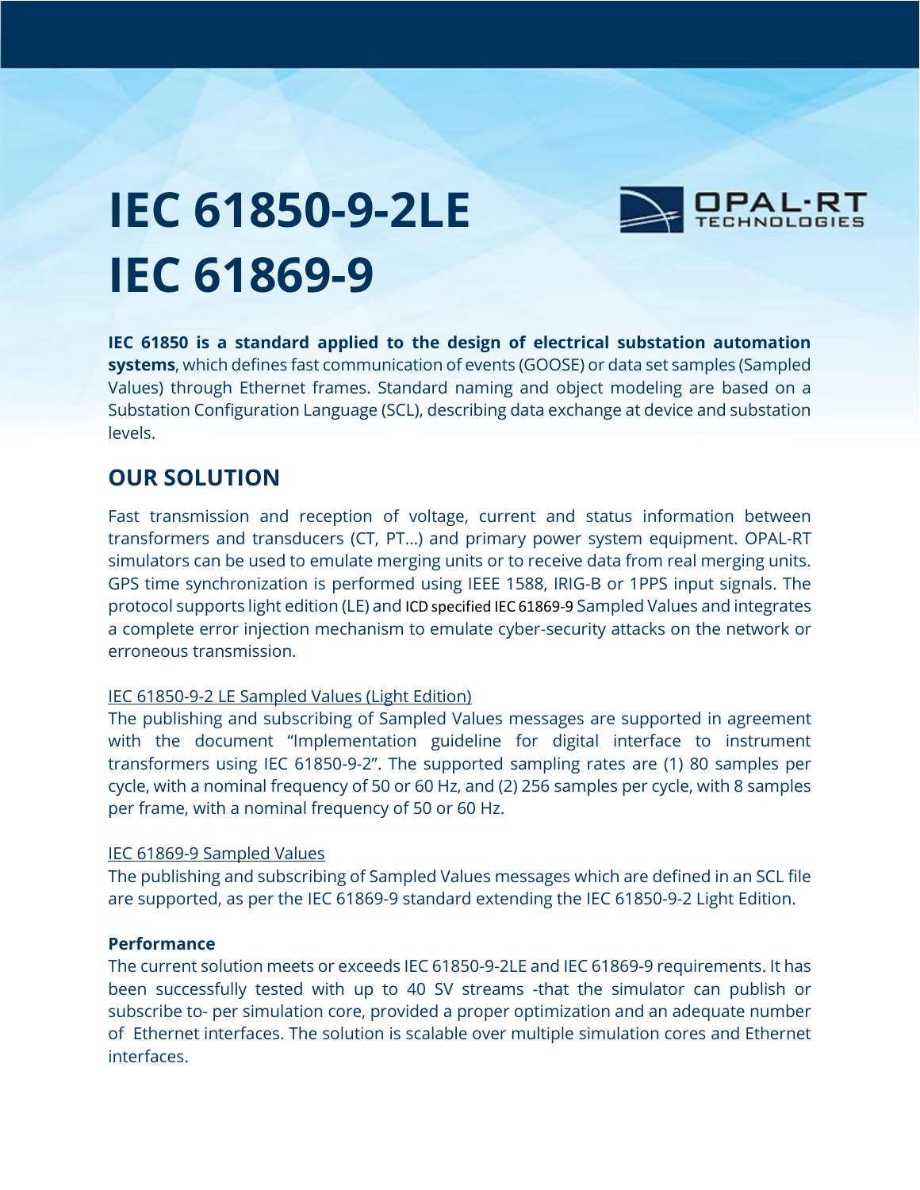# IEC 61850-9-2LE
# IEC 61869-9

**IEC 61850 is a standard applied to the design of electrical substation automation systems**, which defines fast communication of events (GOOSE) or data set samples (Sampled Values) through Ethernet frames. Standard naming and object modeling are based on a Substation Configuration Language (SCL), describing data exchange at device and substation levels.

## OUR SOLUTION

Fast transmission and reception of voltage, current and status information between transformers and transducers (CT, PT...) and primary power system equipment. OPAL-RT simulators can be used to emulate merging units or to receive data from real merging units. GPS time synchronization is performed using IEEE 1588, IRIG-B or 1PPS input signals. The protocol supports light edition (LE) and ICD specified IEC 61869-9 Sampled Values and integrates a complete error injection mechanism to emulate cyber-security attacks on the network or erroneous transmission.

IEC 61850-9-2 LE Sampled Values (Light Edition)

The publishing and subscribing of Sampled Values messages are supported in agreement with the document "Implementation guideline for digital interface to instrument transformers using IEC 61850-9-2". The supported sampling rates are (1) 80 samples per cycle, with a nominal frequency of 50 or 60 Hz, and (2) 256 samples per cycle, with 8 samples per frame, with a nominal frequency of 50 or 60 Hz.

IEC 61869-9 Sampled Values

The publishing and subscribing of Sampled Values messages which are defined in an SCL file are supported, as per the IEC 61869-9 standard extending the IEC 61850-9-2 Light Edition.

### Performance

The current solution meets or exceeds IEC 61850-9-2LE and IEC 61869-9 requirements. It has been successfully tested with up to 40 SV streams -that the simulator can publish or subscribe to- per simulation core, provided a proper optimization and an adequate number of Ethernet interfaces. The solution is scalable over multiple simulation cores and Ethernet interfaces.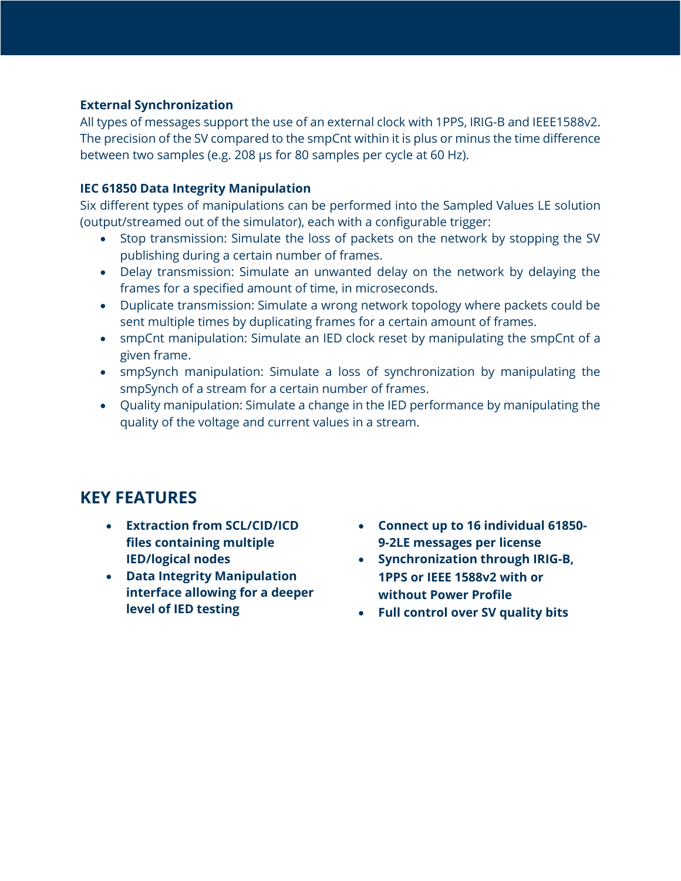**External Synchronization**

All types of messages support the use of an external clock with 1PPS, IRIG-B and IEEE1588v2. The precision of the SV compared to the smpCnt within it is plus or minus the time difference between two samples (e.g. 208 μs for 80 samples per cycle at 60 Hz).

**IEC 61850 Data Integrity Manipulation**

Six different types of manipulations can be performed into the Sampled Values LE solution (output/streamed out of the simulator), each with a configurable trigger:

- Stop transmission: Simulate the loss of packets on the network by stopping the SV publishing during a certain number of frames.
- Delay transmission: Simulate an unwanted delay on the network by delaying the frames for a specified amount of time, in microseconds.
- Duplicate transmission: Simulate a wrong network topology where packets could be sent multiple times by duplicating frames for a certain amount of frames.
- smpCnt manipulation: Simulate an IED clock reset by manipulating the smpCnt of a given frame.
- smpSynch manipulation: Simulate a loss of synchronization by manipulating the smpSynch of a stream for a certain number of frames.
- Quality manipulation: Simulate a change in the IED performance by manipulating the quality of the voltage and current values in a stream.

## KEY FEATURES

- **Extraction from SCL/CID/ICD files containing multiple IED/logical nodes**
- **Data Integrity Manipulation interface allowing for a deeper level of IED testing**
- **Connect up to 16 individual 61850-9-2LE messages per license**
- **Synchronization through IRIG-B, 1PPS or IEEE 1588v2 with or without Power Profile**
- **Full control over SV quality bits**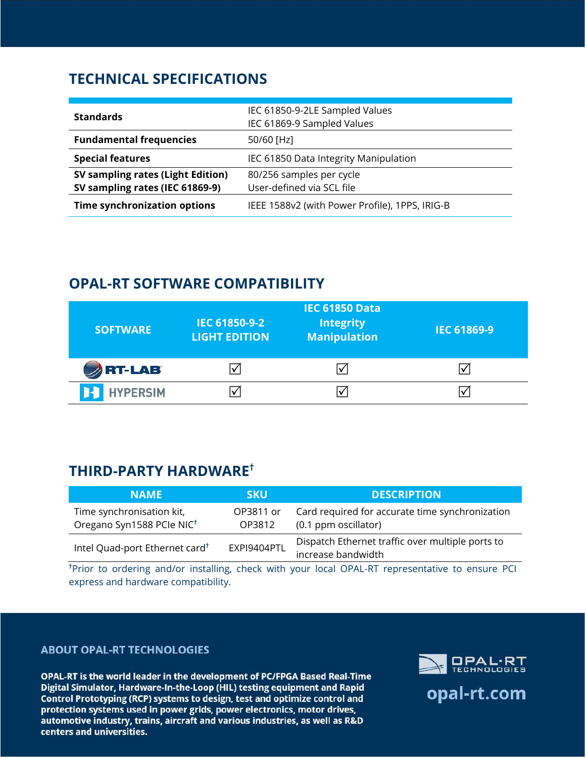## TECHNICAL SPECIFICATIONS

| | |
|---|---|
| **Standards** | IEC 61850-9-2LE Sampled Values<br>IEC 61869-9 Sampled Values |
| **Fundamental frequencies** | 50/60 [Hz] |
| **Special features** | IEC 61850 Data Integrity Manipulation |
| **SV sampling rates (Light Edition)**<br>**SV sampling rates (IEC 61869-9)** | 80/256 samples per cycle<br>User-defined via SCL file |
| **Time synchronization options** | IEEE 1588v2 (with Power Profile), 1PPS, IRIG-B |

## OPAL-RT SOFTWARE COMPATIBILITY

| SOFTWARE | IEC 61850-9-2 LIGHT EDITION | IEC 61850 Data Integrity Manipulation | IEC 61869-9 |
|---|---|---|---|
| RT-LAB | ☑ | ☑ | ☑ |
| HYPERSIM | ☑ | ☑ | ☑ |

## THIRD-PARTY HARDWARE[†]

| NAME | SKU | DESCRIPTION |
|---|---|---|
| Time synchronisation kit, Oregano Syn1588 PCIe NIC[†] | OP3811 or OP3812 | Card required for accurate time synchronization (0.1 ppm oscillator) |
| Intel Quad-port Ethernet card[†] | EXPI9404PTL | Dispatch Ethernet traffic over multiple ports to increase bandwidth |

[†]Prior to ordering and/or installing, check with your local OPAL-RT representative to ensure PCI express and hardware compatibility.

### ABOUT OPAL-RT TECHNOLOGIES

**OPAL-RT is the world leader in the development of PC/FPGA Based Real-Time Digital Simulator, Hardware-In-the-Loop (HIL) testing equipment and Rapid Control Prototyping (RCP) systems to design, test and optimize control and protection systems used in power grids, power electronics, motor drives, automotive industry, trains, aircraft and various industries, as well as R&D centers and universities.**

OPAL-RT TECHNOLOGIES

opal-rt.com